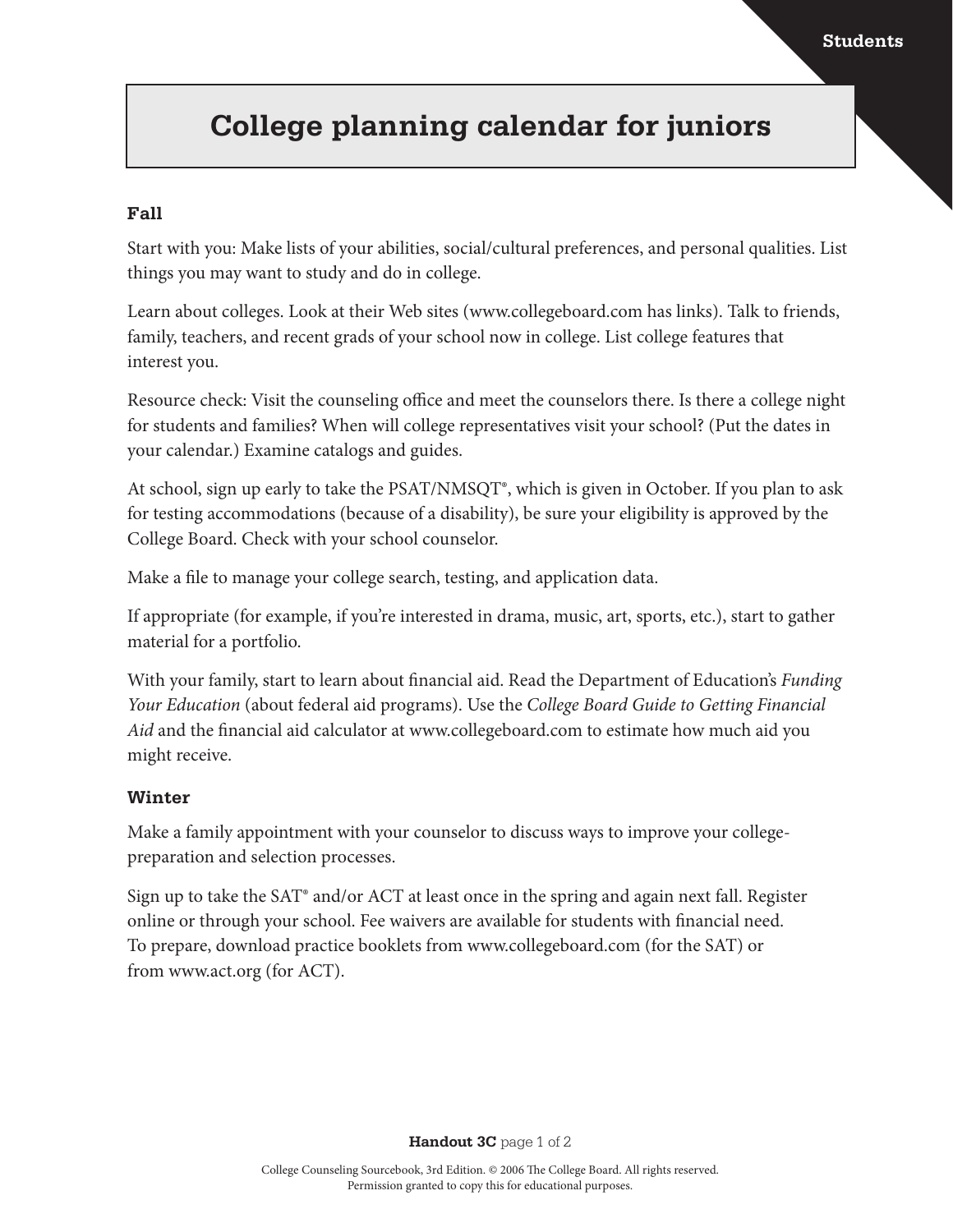# College planning calendar for juniors

### Fall

Start with you: Make lists of your abilities, social/cultural preferences, and personal qualities. List things you may want to study and do in college.

Learn about colleges. Look at their Web sites (www.collegeboard.com has links). Talk to friends, family, teachers, and recent grads of your school now in college. List college features that interest you.

Resource check: Visit the counseling office and meet the counselors there. Is there a college night for students and families? When will college representatives visit your school? (Put the dates in your calendar.) Examine catalogs and guides.

At school, sign up early to take the PSAT/NMSQT®, which is given in October. If you plan to ask for testing accommodations (because of a disability), be sure your eligibility is approved by the College Board. Check with your school counselor.

Make a file to manage your college search, testing, and application data.

If appropriate (for example, if you're interested in drama, music, art, sports, etc.), start to gather material for a portfolio.

With your family, start to learn about financial aid. Read the Department of Education's *Funding Your Education* (about federal aid programs). Use the *College Board Guide to Getting Financial Aid* and the financial aid calculator at www.collegeboard.com to estimate how much aid you might receive.

### Winter

Make a family appointment with your counselor to discuss ways to improve your college-preparation and selection processes.

Sign up to take the SAT® and/or ACT at least once in the spring and again next fall. Register online or through your school. Fee waivers are available for students with financial need. To prepare, download practice booklets from www.collegeboard.com (for the SAT) or from www.act.org (for ACT).

College Counseling Sourcebook, 3rd Edition. © 2006 The College Board. All rights reserved. Permission granted to copy this for educational purposes.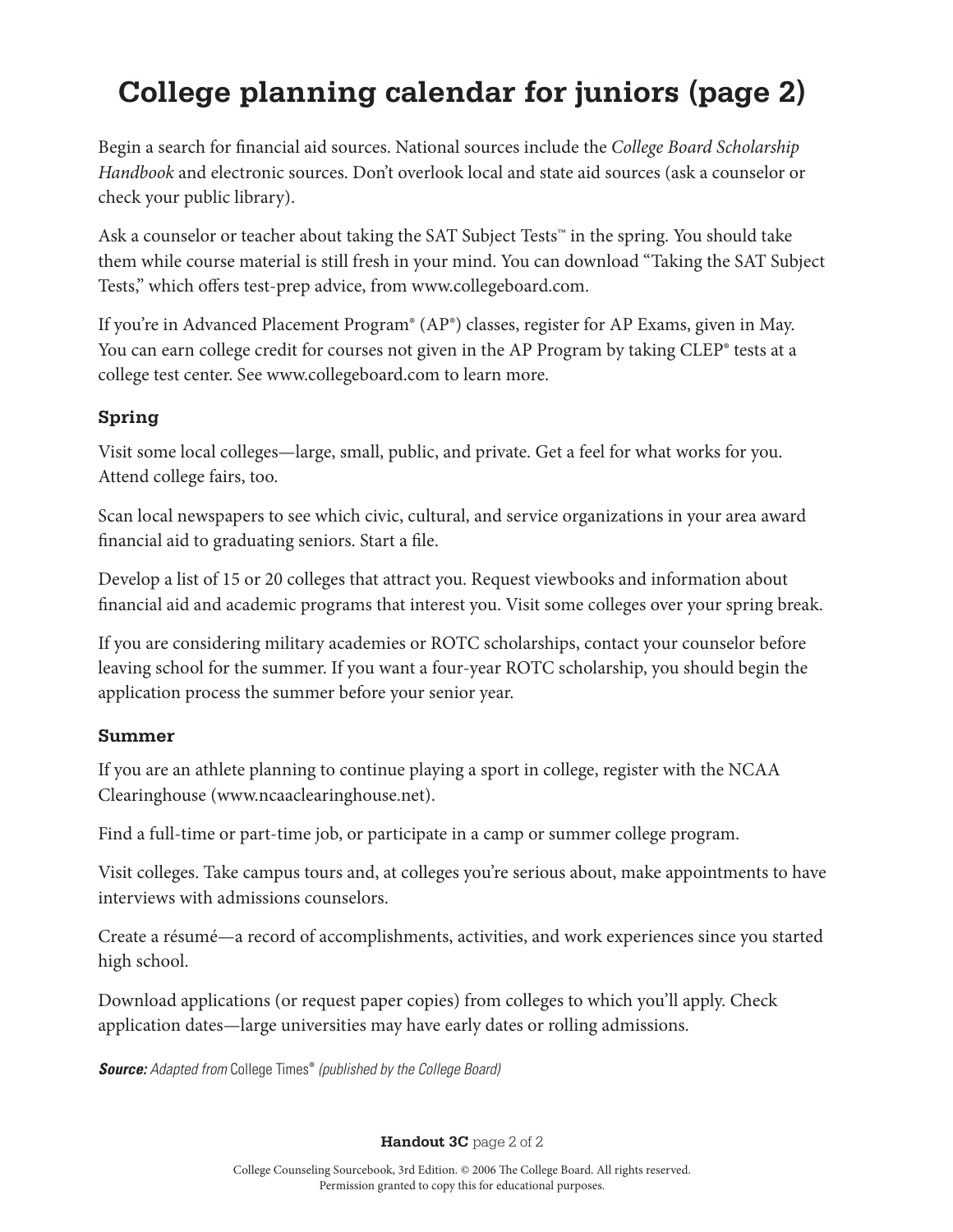# College planning calendar for juniors (page 2)

Begin a search for financial aid sources. National sources include the *College Board Scholarship Handbook* and electronic sources. Don't overlook local and state aid sources (ask a counselor or check your public library).

Ask a counselor or teacher about taking the SAT Subject Tests™ in the spring. You should take them while course material is still fresh in your mind. You can download "Taking the SAT Subject Tests," which offers test-prep advice, from www.collegeboard.com.

If you're in Advanced Placement Program® (AP®) classes, register for AP Exams, given in May. You can earn college credit for courses not given in the AP Program by taking CLEP® tests at a college test center. See www.collegeboard.com to learn more.

### Spring

Visit some local colleges—large, small, public, and private. Get a feel for what works for you. Attend college fairs, too.

Scan local newspapers to see which civic, cultural, and service organizations in your area award financial aid to graduating seniors. Start a file.

Develop a list of 15 or 20 colleges that attract you. Request viewbooks and information about financial aid and academic programs that interest you. Visit some colleges over your spring break.

If you are considering military academies or ROTC scholarships, contact your counselor before leaving school for the summer. If you want a four-year ROTC scholarship, you should begin the application process the summer before your senior year.

### Summer

If you are an athlete planning to continue playing a sport in college, register with the NCAA Clearinghouse (www.ncaaclearinghouse.net).

Find a full-time or part-time job, or participate in a camp or summer college program.

Visit colleges. Take campus tours and, at colleges you're serious about, make appointments to have interviews with admissions counselors.

Create a résumé—a record of accomplishments, activities, and work experiences since you started high school.

Download applications (or request paper copies) from colleges to which you'll apply. Check application dates—large universities may have early dates or rolling admissions.

***Source:*** *Adapted from* College Times® *(published by the College Board)*

**Handout 3C**

College Counseling Sourcebook, 3rd Edition. © 2006 The College Board. All rights reserved.
Permission granted to copy this for educational purposes.